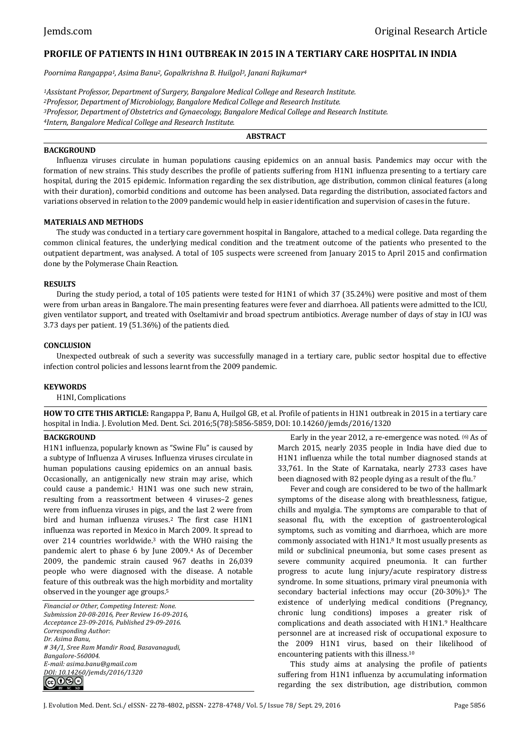Jemds.com

Original Research Article

# PROFILE OF PATIENTS IN H1N1 OUTBREAK IN 2015 IN A TERTIARY CARE HOSPITAL IN INDIA

*Poornima Rangappa[1], Asima Banu[2], Gopalkrishna B. Huilgol[3], Janani Rajkumar[4]*

*[1]Assistant Professor, Department of Surgery, Bangalore Medical College and Research Institute.*
*[2]Professor, Department of Microbiology, Bangalore Medical College and Research Institute.*
*[3]Professor, Department of Obstetrics and Gynaecology, Bangalore Medical College and Research Institute.*
*[4]Intern, Bangalore Medical College and Research Institute.*

## ABSTRACT

### BACKGROUND

Influenza viruses circulate in human populations causing epidemics on an annual basis. Pandemics may occur with the formation of new strains. This study describes the profile of patients suffering from H1N1 influenza presenting to a tertiary care hospital, during the 2015 epidemic. Information regarding the sex distribution, age distribution, common clinical features (along with their duration), comorbid conditions and outcome has been analysed. Data regarding the distribution, associated factors and variations observed in relation to the 2009 pandemic would help in easier identification and supervision of cases in the future.

### MATERIALS AND METHODS

The study was conducted in a tertiary care government hospital in Bangalore, attached to a medical college. Data regarding the common clinical features, the underlying medical condition and the treatment outcome of the patients who presented to the outpatient department, was analysed. A total of 105 suspects were screened from January 2015 to April 2015 and confirmation done by the Polymerase Chain Reaction.

### RESULTS

During the study period, a total of 105 patients were tested for H1N1 of which 37 (35.24%) were positive and most of them were from urban areas in Bangalore. The main presenting features were fever and diarrhoea. All patients were admitted to the ICU, given ventilator support, and treated with Oseltamivir and broad spectrum antibiotics. Average number of days of stay in ICU was 3.73 days per patient. 19 (51.36%) of the patients died.

### CONCLUSION

Unexpected outbreak of such a severity was successfully managed in a tertiary care, public sector hospital due to effective infection control policies and lessons learnt from the 2009 pandemic.

### KEYWORDS

H1NI, Complications

**HOW TO CITE THIS ARTICLE:** Rangappa P, Banu A, Huilgol GB, et al. Profile of patients in H1N1 outbreak in 2015 in a tertiary care hospital in India. J. Evolution Med. Dent. Sci. 2016;5(78):5856-5859, DOI: 10.14260/jemds/2016/1320

## BACKGROUND

H1N1 influenza, popularly known as "Swine Flu" is caused by a subtype of Influenza A viruses. Influenza viruses circulate in human populations causing epidemics on an annual basis. Occasionally, an antigenically new strain may arise, which could cause a pandemic.[1] H1N1 was one such new strain, resulting from a reassortment between 4 viruses–2 genes were from influenza viruses in pigs, and the last 2 were from bird and human influenza viruses.[2] The first case H1N1 influenza was reported in Mexico in March 2009. It spread to over 214 countries worldwide.[3] with the WHO raising the pandemic alert to phase 6 by June 2009.[4] As of December 2009, the pandemic strain caused 967 deaths in 26,039 people who were diagnosed with the disease. A notable feature of this outbreak was the high morbidity and mortality observed in the younger age groups.[5]

*Financial or Other, Competing Interest: None.*
*Submission 20-08-2016, Peer Review 16-09-2016,*
*Acceptance 23-09-2016, Published 29-09-2016.*
*Corresponding Author:*
*Dr. Asima Banu,*
*# 34/1, Sree Ram Mandir Road, Basavanagudi,*
*Bangalore-560004.*
*E-mail: asima.banu@gmail.com*
*DOI: 10.14260/jemds/2016/1320*

Early in the year 2012, a re-emergence was noted. [6] As of March 2015, nearly 2035 people in India have died due to H1N1 influenza while the total number diagnosed stands at 33,761. In the State of Karnataka, nearly 2733 cases have been diagnosed with 82 people dying as a result of the flu.[7]

Fever and cough are considered to be two of the hallmark symptoms of the disease along with breathlessness, fatigue, chills and myalgia. The symptoms are comparable to that of seasonal flu, with the exception of gastroenterological symptoms, such as vomiting and diarrhoea, which are more commonly associated with H1N1.[8] It most usually presents as mild or subclinical pneumonia, but some cases present as severe community acquired pneumonia. It can further progress to acute lung injury/acute respiratory distress syndrome. In some situations, primary viral pneumonia with secondary bacterial infections may occur (20-30%).[9] The existence of underlying medical conditions (Pregnancy, chronic lung conditions) imposes a greater risk of complications and death associated with H1N1.[9] Healthcare personnel are at increased risk of occupational exposure to the 2009 H1N1 virus, based on their likelihood of encountering patients with this illness.[10]

This study aims at analysing the profile of patients suffering from H1N1 influenza by accumulating information regarding the sex distribution, age distribution, common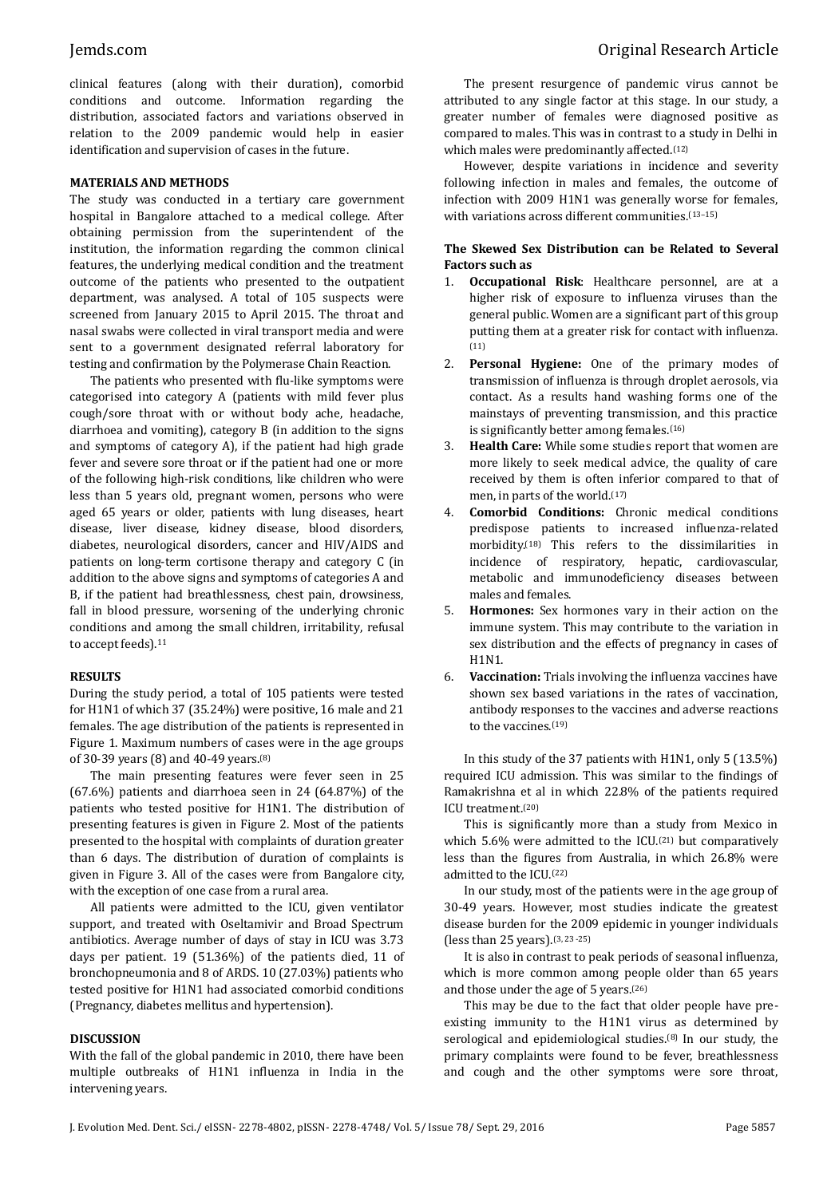clinical features (along with their duration), comorbid conditions and outcome. Information regarding the distribution, associated factors and variations observed in relation to the 2009 pandemic would help in easier identification and supervision of cases in the future.

## MATERIALS AND METHODS

The study was conducted in a tertiary care government hospital in Bangalore attached to a medical college. After obtaining permission from the superintendent of the institution, the information regarding the common clinical features, the underlying medical condition and the treatment outcome of the patients who presented to the outpatient department, was analysed. A total of 105 suspects were screened from January 2015 to April 2015. The throat and nasal swabs were collected in viral transport media and were sent to a government designated referral laboratory for testing and confirmation by the Polymerase Chain Reaction.

The patients who presented with flu-like symptoms were categorised into category A (patients with mild fever plus cough/sore throat with or without body ache, headache, diarrhoea and vomiting), category B (in addition to the signs and symptoms of category A), if the patient had high grade fever and severe sore throat or if the patient had one or more of the following high-risk conditions, like children who were less than 5 years old, pregnant women, persons who were aged 65 years or older, patients with lung diseases, heart disease, liver disease, kidney disease, blood disorders, diabetes, neurological disorders, cancer and HIV/AIDS and patients on long-term cortisone therapy and category C (in addition to the above signs and symptoms of categories A and B, if the patient had breathlessness, chest pain, drowsiness, fall in blood pressure, worsening of the underlying chronic conditions and among the small children, irritability, refusal to accept feeds).[11]

## RESULTS

During the study period, a total of 105 patients were tested for H1N1 of which 37 (35.24%) were positive, 16 male and 21 females. The age distribution of the patients is represented in Figure 1. Maximum numbers of cases were in the age groups of 30-39 years (8) and 40-49 years.[(8)]

The main presenting features were fever seen in 25 (67.6%) patients and diarrhoea seen in 24 (64.87%) of the patients who tested positive for H1N1. The distribution of presenting features is given in Figure 2. Most of the patients presented to the hospital with complaints of duration greater than 6 days. The distribution of duration of complaints is given in Figure 3. All of the cases were from Bangalore city, with the exception of one case from a rural area.

All patients were admitted to the ICU, given ventilator support, and treated with Oseltamivir and Broad Spectrum antibiotics. Average number of days of stay in ICU was 3.73 days per patient. 19 (51.36%) of the patients died, 11 of bronchopneumonia and 8 of ARDS. 10 (27.03%) patients who tested positive for H1N1 had associated comorbid conditions (Pregnancy, diabetes mellitus and hypertension).

## DISCUSSION

With the fall of the global pandemic in 2010, there have been multiple outbreaks of H1N1 influenza in India in the intervening years.

The present resurgence of pandemic virus cannot be attributed to any single factor at this stage. In our study, a greater number of females were diagnosed positive as compared to males. This was in contrast to a study in Delhi in which males were predominantly affected.[(12)]

However, despite variations in incidence and severity following infection in males and females, the outcome of infection with 2009 H1N1 was generally worse for females, with variations across different communities.[(13–15)]

### The Skewed Sex Distribution can be Related to Several Factors such as

1. **Occupational Risk**: Healthcare personnel, are at a higher risk of exposure to influenza viruses than the general public. Women are a significant part of this group putting them at a greater risk for contact with influenza.[(11)]
2. **Personal Hygiene:** One of the primary modes of transmission of influenza is through droplet aerosols, via contact. As a results hand washing forms one of the mainstays of preventing transmission, and this practice is significantly better among females.[(16)]
3. **Health Care:** While some studies report that women are more likely to seek medical advice, the quality of care received by them is often inferior compared to that of men, in parts of the world.[(17)]
4. **Comorbid Conditions:** Chronic medical conditions predispose patients to increased influenza-related morbidity.[(18)] This refers to the dissimilarities in incidence of respiratory, hepatic, cardiovascular, metabolic and immunodeficiency diseases between males and females.
5. **Hormones:** Sex hormones vary in their action on the immune system. This may contribute to the variation in sex distribution and the effects of pregnancy in cases of H1N1.
6. **Vaccination:** Trials involving the influenza vaccines have shown sex based variations in the rates of vaccination, antibody responses to the vaccines and adverse reactions to the vaccines.[(19)]

In this study of the 37 patients with H1N1, only 5 (13.5%) required ICU admission. This was similar to the findings of Ramakrishna et al in which 22.8% of the patients required ICU treatment.[(20)]

This is significantly more than a study from Mexico in which 5.6% were admitted to the ICU.[(21)] but comparatively less than the figures from Australia, in which 26.8% were admitted to the ICU.[(22)]

In our study, most of the patients were in the age group of 30-49 years. However, most studies indicate the greatest disease burden for the 2009 epidemic in younger individuals (less than 25 years).[(3, 23-25)]

It is also in contrast to peak periods of seasonal influenza, which is more common among people older than 65 years and those under the age of 5 years.[(26)]

This may be due to the fact that older people have pre-existing immunity to the H1N1 virus as determined by serological and epidemiological studies.[(8)] In our study, the primary complaints were found to be fever, breathlessness and cough and the other symptoms were sore throat,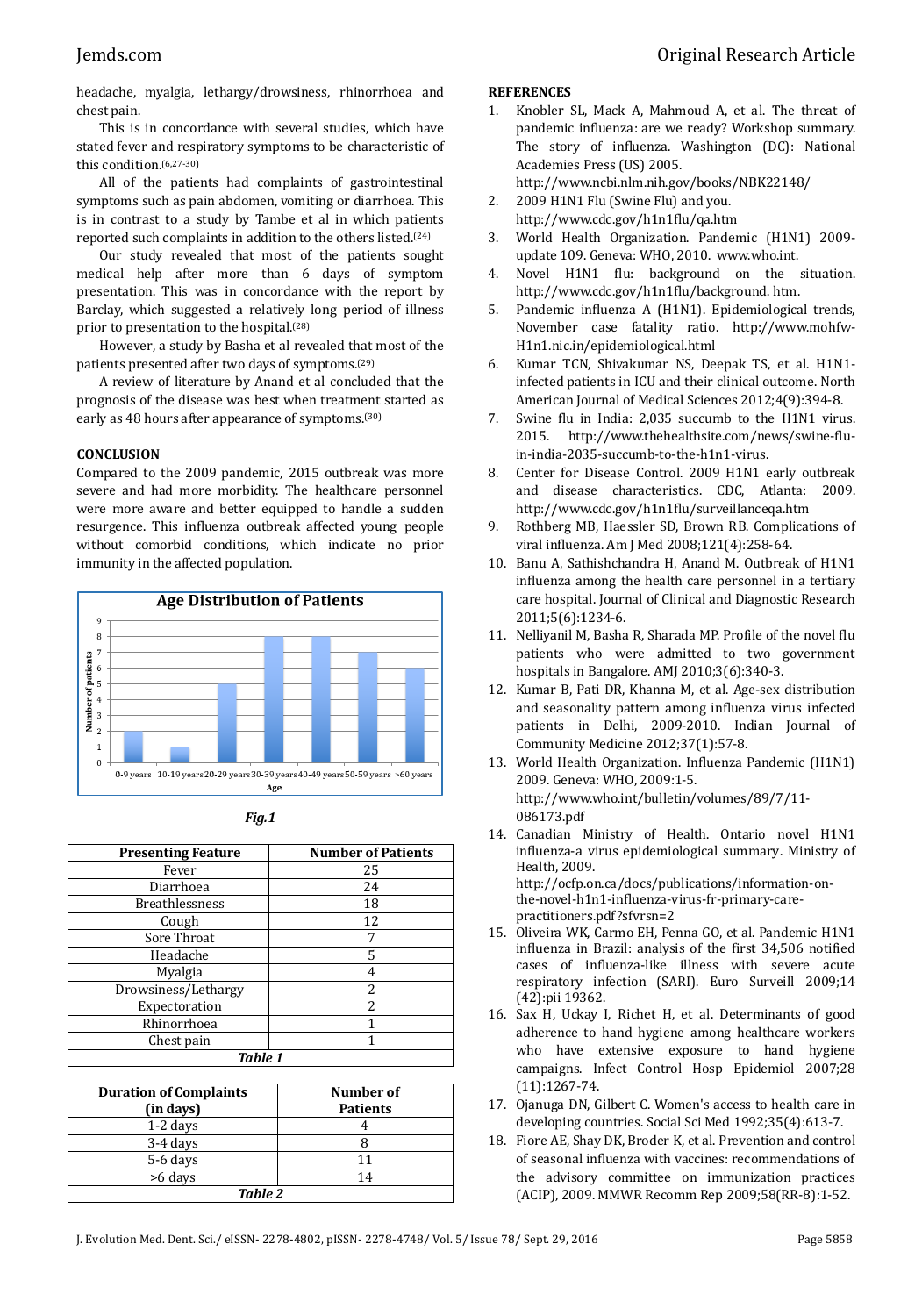headache, myalgia, lethargy/drowsiness, rhinorrhoea and chest pain.

This is in concordance with several studies, which have stated fever and respiratory symptoms to be characteristic of this condition.[6,27-30]

All of the patients had complaints of gastrointestinal symptoms such as pain abdomen, vomiting or diarrhoea. This is in contrast to a study by Tambe et al in which patients reported such complaints in addition to the others listed.[24]

Our study revealed that most of the patients sought medical help after more than 6 days of symptom presentation. This was in concordance with the report by Barclay, which suggested a relatively long period of illness prior to presentation to the hospital.[28]

However, a study by Basha et al revealed that most of the patients presented after two days of symptoms.[29]

A review of literature by Anand et al concluded that the prognosis of the disease was best when treatment started as early as 48 hours after appearance of symptoms.[30]

## CONCLUSION

Compared to the 2009 pandemic, 2015 outbreak was more severe and had more morbidity. The healthcare personnel were more aware and better equipped to handle a sudden resurgence. This influenza outbreak affected young people without comorbid conditions, which indicate no prior immunity in the affected population.

**Age Distribution of Patients**

| Age | Number of patients |
|---|---|
| 0-9 years | 2 |
| 10-19 years | 1 |
| 20-29 years | 5 |
| 30-39 years | 8 |
| 40-49 years | 8 |
| 50-59 years | 7 |
| >60 years | 6 |

*Fig.1*

| Presenting Feature | Number of Patients |
|---|---|
| Fever | 25 |
| Diarrhoea | 24 |
| Breathlessness | 18 |
| Cough | 12 |
| Sore Throat | 7 |
| Headache | 5 |
| Myalgia | 4 |
| Drowsiness/Lethargy | 2 |
| Expectoration | 2 |
| Rhinorrhoea | 1 |
| Chest pain | 1 |

***Table 1***

| Duration of Complaints (in days) | Number of Patients |
|---|---|
| 1-2 days | 4 |
| 3-4 days | 8 |
| 5-6 days | 11 |
| >6 days | 14 |

***Table 2***

## REFERENCES

1. Knobler SL, Mack A, Mahmoud A, et al. The threat of pandemic influenza: are we ready? Workshop summary. The story of influenza. Washington (DC): National Academies Press (US) 2005. http://www.ncbi.nlm.nih.gov/books/NBK22148/
2. 2009 H1N1 Flu (Swine Flu) and you. http://www.cdc.gov/h1n1flu/qa.htm
3. World Health Organization. Pandemic (H1N1) 2009-update 109. Geneva: WHO, 2010. www.who.int.
4. Novel H1N1 flu: background on the situation. http://www.cdc.gov/h1n1flu/background. htm.
5. Pandemic influenza A (H1N1). Epidemiological trends, November case fatality ratio. http://www.mohfw-H1n1.nic.in/epidemiological.html
6. Kumar TCN, Shivakumar NS, Deepak TS, et al. H1N1-infected patients in ICU and their clinical outcome. North American Journal of Medical Sciences 2012;4(9):394-8.
7. Swine flu in India: 2,035 succumb to the H1N1 virus. 2015. http://www.thehealthsite.com/news/swine-flu-in-india-2035-succumb-to-the-h1n1-virus.
8. Center for Disease Control. 2009 H1N1 early outbreak and disease characteristics. CDC, Atlanta: 2009. http://www.cdc.gov/h1n1flu/surveillanceqa.htm
9. Rothberg MB, Haessler SD, Brown RB. Complications of viral influenza. Am J Med 2008;121(4):258-64.
10. Banu A, Sathishchandra H, Anand M. Outbreak of H1N1 influenza among the health care personnel in a tertiary care hospital. Journal of Clinical and Diagnostic Research 2011;5(6):1234-6.
11. Nelliyanil M, Basha R, Sharada MP. Profile of the novel flu patients who were admitted to two government hospitals in Bangalore. AMJ 2010;3(6):340-3.
12. Kumar B, Pati DR, Khanna M, et al. Age-sex distribution and seasonality pattern among influenza virus infected patients in Delhi, 2009-2010. Indian Journal of Community Medicine 2012;37(1):57-8.
13. World Health Organization. Influenza Pandemic (H1N1) 2009. Geneva: WHO, 2009:1-5. http://www.who.int/bulletin/volumes/89/7/11-086173.pdf
14. Canadian Ministry of Health. Ontario novel H1N1 influenza-a virus epidemiological summary. Ministry of Health, 2009. http://ocfp.on.ca/docs/publications/information-on-the-novel-h1n1-influenza-virus-fr-primary-care-practitioners.pdf?sfvrsn=2
15. Oliveira WK, Carmo EH, Penna GO, et al. Pandemic H1N1 influenza in Brazil: analysis of the first 34,506 notified cases of influenza-like illness with severe acute respiratory infection (SARI). Euro Surveill 2009;14(42):pii 19362.
16. Sax H, Uckay I, Richet H, et al. Determinants of good adherence to hand hygiene among healthcare workers who have extensive exposure to hand hygiene campaigns. Infect Control Hosp Epidemiol 2007;28(11):1267-74.
17. Ojanuga DN, Gilbert C. Women's access to health care in developing countries. Social Sci Med 1992;35(4):613-7.
18. Fiore AE, Shay DK, Broder K, et al. Prevention and control of seasonal influenza with vaccines: recommendations of the advisory committee on immunization practices (ACIP), 2009. MMWR Recomm Rep 2009;58(RR-8):1-52.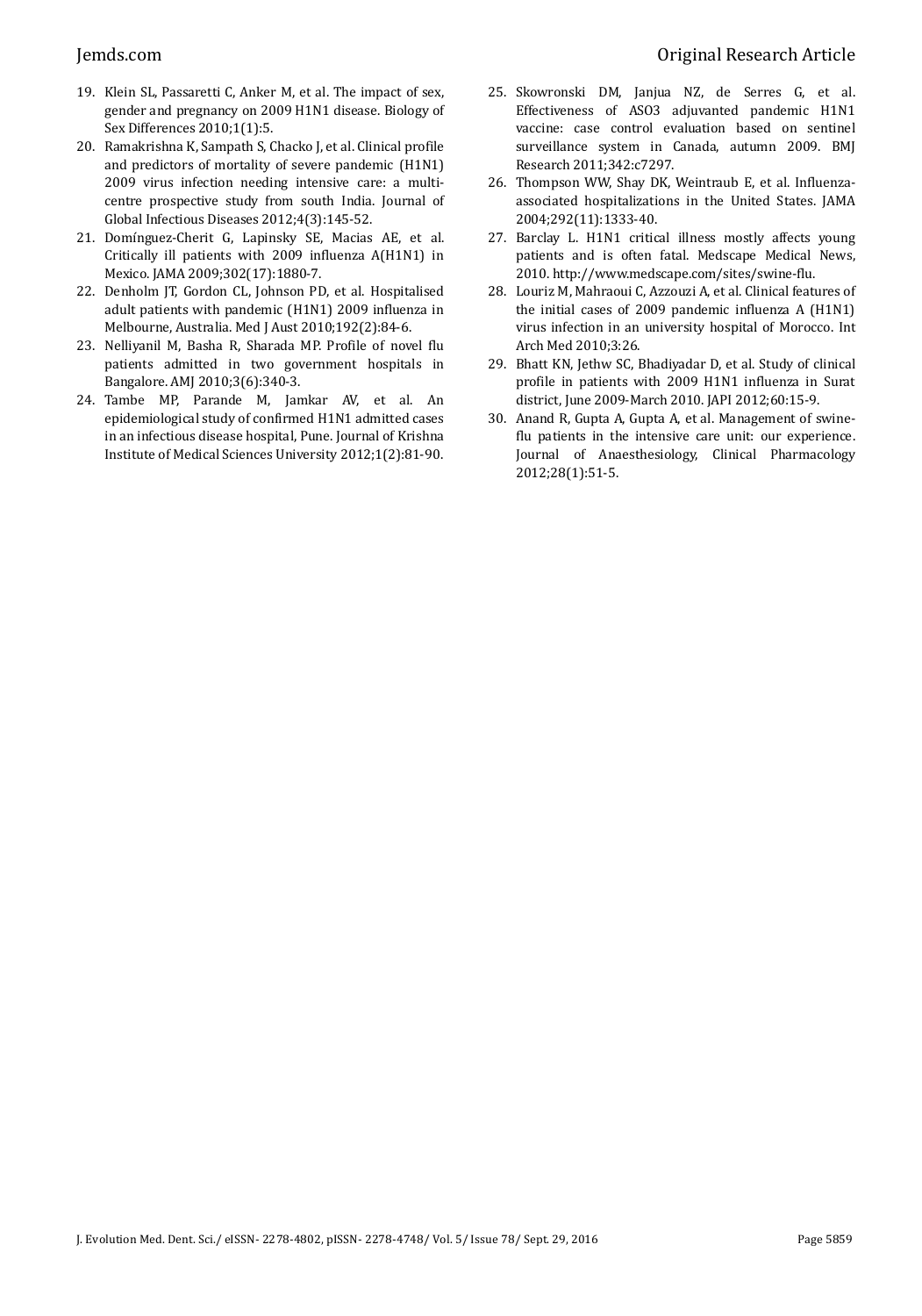19. Klein SL, Passaretti C, Anker M, et al. The impact of sex, gender and pregnancy on 2009 H1N1 disease. Biology of Sex Differences 2010;1(1):5.
20. Ramakrishna K, Sampath S, Chacko J, et al. Clinical profile and predictors of mortality of severe pandemic (H1N1) 2009 virus infection needing intensive care: a multi-centre prospective study from south India. Journal of Global Infectious Diseases 2012;4(3):145-52.
21. Domínguez-Cherit G, Lapinsky SE, Macias AE, et al. Critically ill patients with 2009 influenza A(H1N1) in Mexico. JAMA 2009;302(17):1880-7.
22. Denholm JT, Gordon CL, Johnson PD, et al. Hospitalised adult patients with pandemic (H1N1) 2009 influenza in Melbourne, Australia. Med J Aust 2010;192(2):84-6.
23. Nelliyanil M, Basha R, Sharada MP. Profile of novel flu patients admitted in two government hospitals in Bangalore. AMJ 2010;3(6):340-3.
24. Tambe MP, Parande M, Jamkar AV, et al. An epidemiological study of confirmed H1N1 admitted cases in an infectious disease hospital, Pune. Journal of Krishna Institute of Medical Sciences University 2012;1(2):81-90.
25. Skowronski DM, Janjua NZ, de Serres G, et al. Effectiveness of ASO3 adjuvanted pandemic H1N1 vaccine: case control evaluation based on sentinel surveillance system in Canada, autumn 2009. BMJ Research 2011;342:c7297.
26. Thompson WW, Shay DK, Weintraub E, et al. Influenza-associated hospitalizations in the United States. JAMA 2004;292(11):1333-40.
27. Barclay L. H1N1 critical illness mostly affects young patients and is often fatal. Medscape Medical News, 2010. http://www.medscape.com/sites/swine-flu.
28. Louriz M, Mahraoui C, Azzouzi A, et al. Clinical features of the initial cases of 2009 pandemic influenza A (H1N1) virus infection in an university hospital of Morocco. Int Arch Med 2010;3:26.
29. Bhatt KN, Jethw SC, Bhadiyadar D, et al. Study of clinical profile in patients with 2009 H1N1 influenza in Surat district, June 2009-March 2010. JAPI 2012;60:15-9.
30. Anand R, Gupta A, Gupta A, et al. Management of swine-flu patients in the intensive care unit: our experience. Journal of Anaesthesiology, Clinical Pharmacology 2012;28(1):51-5.